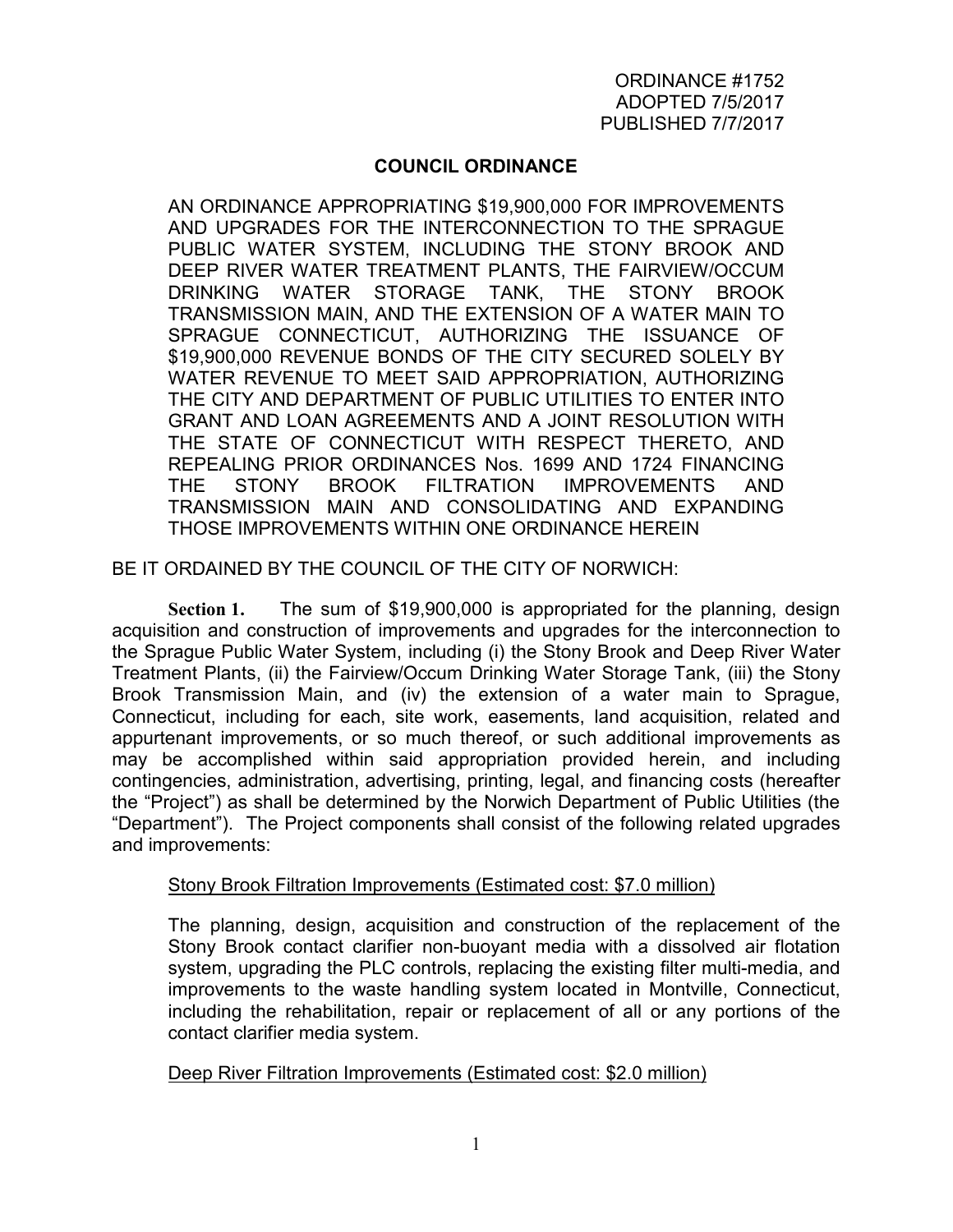ORDINANCE #1752
ADOPTED 7/5/2017
PUBLISHED 7/7/2017

# COUNCIL ORDINANCE

AN ORDINANCE APPROPRIATING $19,900,000 FOR IMPROVEMENTS AND UPGRADES FOR THE INTERCONNECTION TO THE SPRAGUE PUBLIC WATER SYSTEM, INCLUDING THE STONY BROOK AND DEEP RIVER WATER TREATMENT PLANTS, THE FAIRVIEW/OCCUM DRINKING WATER STORAGE TANK, THE STONY BROOK TRANSMISSION MAIN, AND THE EXTENSION OF A WATER MAIN TO SPRAGUE CONNECTICUT, AUTHORIZING THE ISSUANCE OF $19,900,000 REVENUE BONDS OF THE CITY SECURED SOLELY BY WATER REVENUE TO MEET SAID APPROPRIATION, AUTHORIZING THE CITY AND DEPARTMENT OF PUBLIC UTILITIES TO ENTER INTO GRANT AND LOAN AGREEMENTS AND A JOINT RESOLUTION WITH THE STATE OF CONNECTICUT WITH RESPECT THERETO, AND REPEALING PRIOR ORDINANCES Nos. 1699 AND 1724 FINANCING THE STONY BROOK FILTRATION IMPROVEMENTS AND TRANSMISSION MAIN AND CONSOLIDATING AND EXPANDING THOSE IMPROVEMENTS WITHIN ONE ORDINANCE HEREIN

BE IT ORDAINED BY THE COUNCIL OF THE CITY OF NORWICH:

**Section 1.** The sum of $19,900,000 is appropriated for the planning, design acquisition and construction of improvements and upgrades for the interconnection to the Sprague Public Water System, including (i) the Stony Brook and Deep River Water Treatment Plants, (ii) the Fairview/Occum Drinking Water Storage Tank, (iii) the Stony Brook Transmission Main, and (iv) the extension of a water main to Sprague, Connecticut, including for each, site work, easements, land acquisition, related and appurtenant improvements, or so much thereof, or such additional improvements as may be accomplished within said appropriation provided herein, and including contingencies, administration, advertising, printing, legal, and financing costs (hereafter the "Project") as shall be determined by the Norwich Department of Public Utilities (the "Department"). The Project components shall consist of the following related upgrades and improvements:

<u>Stony Brook Filtration Improvements (Estimated cost: $7.0 million)</u>

The planning, design, acquisition and construction of the replacement of the Stony Brook contact clarifier non-buoyant media with a dissolved air flotation system, upgrading the PLC controls, replacing the existing filter multi-media, and improvements to the waste handling system located in Montville, Connecticut, including the rehabilitation, repair or replacement of all or any portions of the contact clarifier media system.

<u>Deep River Filtration Improvements (Estimated cost: $2.0 million)</u>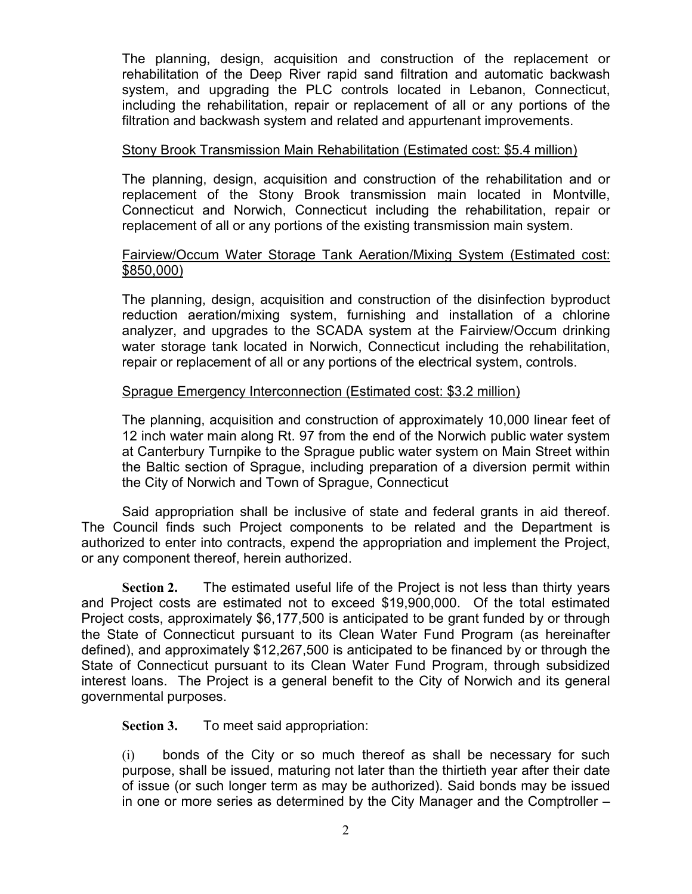The planning, design, acquisition and construction of the replacement or rehabilitation of the Deep River rapid sand filtration and automatic backwash system, and upgrading the PLC controls located in Lebanon, Connecticut, including the rehabilitation, repair or replacement of all or any portions of the filtration and backwash system and related and appurtenant improvements.

<u>Stony Brook Transmission Main Rehabilitation (Estimated cost: $5.4 million)</u>

The planning, design, acquisition and construction of the rehabilitation and or replacement of the Stony Brook transmission main located in Montville, Connecticut and Norwich, Connecticut including the rehabilitation, repair or replacement of all or any portions of the existing transmission main system.

<u>Fairview/Occum Water Storage Tank Aeration/Mixing System (Estimated cost: $850,000)</u>

The planning, design, acquisition and construction of the disinfection byproduct reduction aeration/mixing system, furnishing and installation of a chlorine analyzer, and upgrades to the SCADA system at the Fairview/Occum drinking water storage tank located in Norwich, Connecticut including the rehabilitation, repair or replacement of all or any portions of the electrical system, controls.

<u>Sprague Emergency Interconnection (Estimated cost: $3.2 million)</u>

The planning, acquisition and construction of approximately 10,000 linear feet of 12 inch water main along Rt. 97 from the end of the Norwich public water system at Canterbury Turnpike to the Sprague public water system on Main Street within the Baltic section of Sprague, including preparation of a diversion permit within the City of Norwich and Town of Sprague, Connecticut

Said appropriation shall be inclusive of state and federal grants in aid thereof. The Council finds such Project components to be related and the Department is authorized to enter into contracts, expend the appropriation and implement the Project, or any component thereof, herein authorized.

**Section 2.** The estimated useful life of the Project is not less than thirty years and Project costs are estimated not to exceed $19,900,000. Of the total estimated Project costs, approximately $6,177,500 is anticipated to be grant funded by or through the State of Connecticut pursuant to its Clean Water Fund Program (as hereinafter defined), and approximately $12,267,500 is anticipated to be financed by or through the State of Connecticut pursuant to its Clean Water Fund Program, through subsidized interest loans. The Project is a general benefit to the City of Norwich and its general governmental purposes.

**Section 3.** To meet said appropriation:

(i) bonds of the City or so much thereof as shall be necessary for such purpose, shall be issued, maturing not later than the thirtieth year after their date of issue (or such longer term as may be authorized). Said bonds may be issued in one or more series as determined by the City Manager and the Comptroller –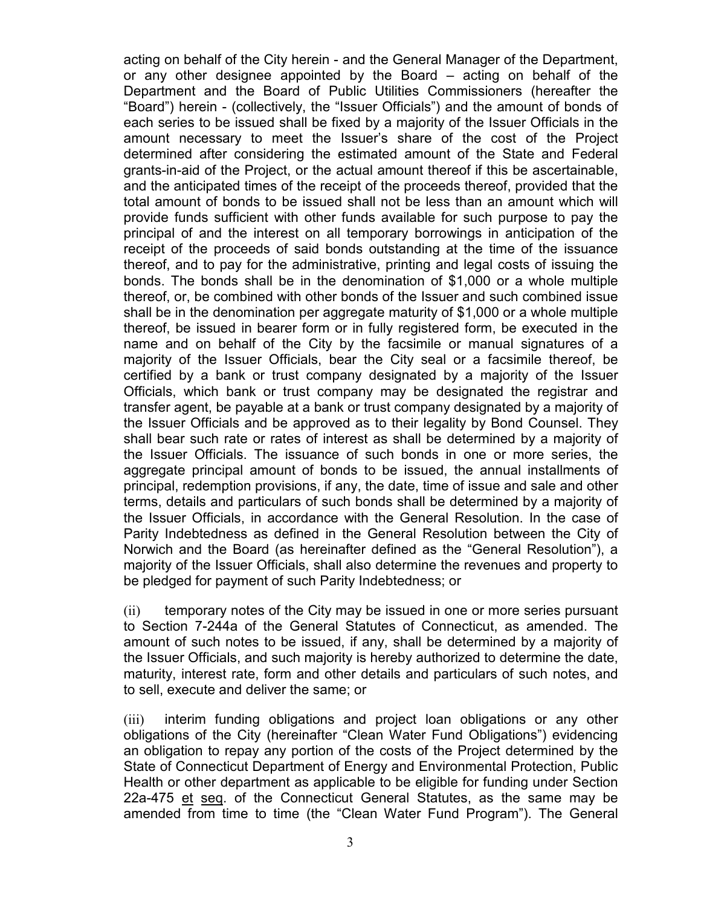acting on behalf of the City herein - and the General Manager of the Department, or any other designee appointed by the Board – acting on behalf of the Department and the Board of Public Utilities Commissioners (hereafter the "Board") herein - (collectively, the "Issuer Officials") and the amount of bonds of each series to be issued shall be fixed by a majority of the Issuer Officials in the amount necessary to meet the Issuer's share of the cost of the Project determined after considering the estimated amount of the State and Federal grants-in-aid of the Project, or the actual amount thereof if this be ascertainable, and the anticipated times of the receipt of the proceeds thereof, provided that the total amount of bonds to be issued shall not be less than an amount which will provide funds sufficient with other funds available for such purpose to pay the principal of and the interest on all temporary borrowings in anticipation of the receipt of the proceeds of said bonds outstanding at the time of the issuance thereof, and to pay for the administrative, printing and legal costs of issuing the bonds. The bonds shall be in the denomination of $1,000 or a whole multiple thereof, or, be combined with other bonds of the Issuer and such combined issue shall be in the denomination per aggregate maturity of $1,000 or a whole multiple thereof, be issued in bearer form or in fully registered form, be executed in the name and on behalf of the City by the facsimile or manual signatures of a majority of the Issuer Officials, bear the City seal or a facsimile thereof, be certified by a bank or trust company designated by a majority of the Issuer Officials, which bank or trust company may be designated the registrar and transfer agent, be payable at a bank or trust company designated by a majority of the Issuer Officials and be approved as to their legality by Bond Counsel. They shall bear such rate or rates of interest as shall be determined by a majority of the Issuer Officials. The issuance of such bonds in one or more series, the aggregate principal amount of bonds to be issued, the annual installments of principal, redemption provisions, if any, the date, time of issue and sale and other terms, details and particulars of such bonds shall be determined by a majority of the Issuer Officials, in accordance with the General Resolution. In the case of Parity Indebtedness as defined in the General Resolution between the City of Norwich and the Board (as hereinafter defined as the "General Resolution"), a majority of the Issuer Officials, shall also determine the revenues and property to be pledged for payment of such Parity Indebtedness; or

(ii) temporary notes of the City may be issued in one or more series pursuant to Section 7-244a of the General Statutes of Connecticut, as amended. The amount of such notes to be issued, if any, shall be determined by a majority of the Issuer Officials, and such majority is hereby authorized to determine the date, maturity, interest rate, form and other details and particulars of such notes, and to sell, execute and deliver the same; or

(iii) interim funding obligations and project loan obligations or any other obligations of the City (hereinafter "Clean Water Fund Obligations") evidencing an obligation to repay any portion of the costs of the Project determined by the State of Connecticut Department of Energy and Environmental Protection, Public Health or other department as applicable to be eligible for funding under Section 22a-475 et seq. of the Connecticut General Statutes, as the same may be amended from time to time (the "Clean Water Fund Program"). The General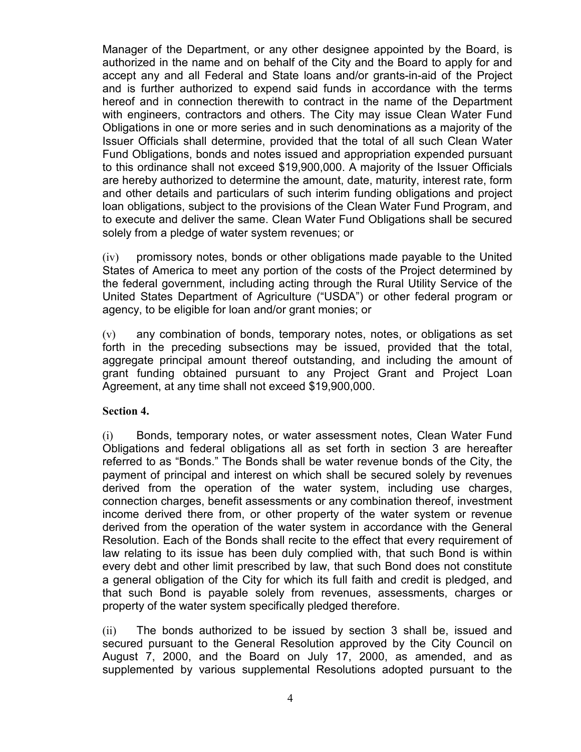Manager of the Department, or any other designee appointed by the Board, is authorized in the name and on behalf of the City and the Board to apply for and accept any and all Federal and State loans and/or grants-in-aid of the Project and is further authorized to expend said funds in accordance with the terms hereof and in connection therewith to contract in the name of the Department with engineers, contractors and others. The City may issue Clean Water Fund Obligations in one or more series and in such denominations as a majority of the Issuer Officials shall determine, provided that the total of all such Clean Water Fund Obligations, bonds and notes issued and appropriation expended pursuant to this ordinance shall not exceed $19,900,000. A majority of the Issuer Officials are hereby authorized to determine the amount, date, maturity, interest rate, form and other details and particulars of such interim funding obligations and project loan obligations, subject to the provisions of the Clean Water Fund Program, and to execute and deliver the same. Clean Water Fund Obligations shall be secured solely from a pledge of water system revenues; or

(iv) promissory notes, bonds or other obligations made payable to the United States of America to meet any portion of the costs of the Project determined by the federal government, including acting through the Rural Utility Service of the United States Department of Agriculture ("USDA") or other federal program or agency, to be eligible for loan and/or grant monies; or

(v) any combination of bonds, temporary notes, notes, or obligations as set forth in the preceding subsections may be issued, provided that the total, aggregate principal amount thereof outstanding, and including the amount of grant funding obtained pursuant to any Project Grant and Project Loan Agreement, at any time shall not exceed $19,900,000.

**Section 4.**

(i) Bonds, temporary notes, or water assessment notes, Clean Water Fund Obligations and federal obligations all as set forth in section 3 are hereafter referred to as "Bonds." The Bonds shall be water revenue bonds of the City, the payment of principal and interest on which shall be secured solely by revenues derived from the operation of the water system, including use charges, connection charges, benefit assessments or any combination thereof, investment income derived there from, or other property of the water system or revenue derived from the operation of the water system in accordance with the General Resolution. Each of the Bonds shall recite to the effect that every requirement of law relating to its issue has been duly complied with, that such Bond is within every debt and other limit prescribed by law, that such Bond does not constitute a general obligation of the City for which its full faith and credit is pledged, and that such Bond is payable solely from revenues, assessments, charges or property of the water system specifically pledged therefore.

(ii) The bonds authorized to be issued by section 3 shall be, issued and secured pursuant to the General Resolution approved by the City Council on August 7, 2000, and the Board on July 17, 2000, as amended, and as supplemented by various supplemental Resolutions adopted pursuant to the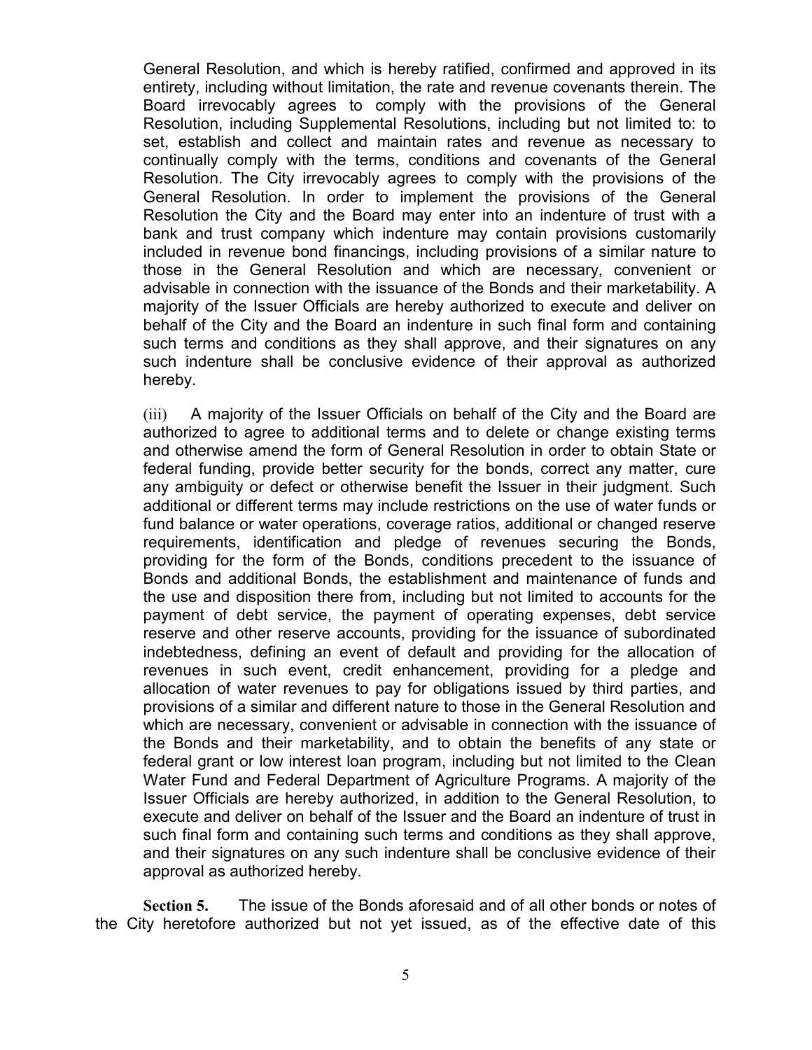General Resolution, and which is hereby ratified, confirmed and approved in its entirety, including without limitation, the rate and revenue covenants therein. The Board irrevocably agrees to comply with the provisions of the General Resolution, including Supplemental Resolutions, including but not limited to: to set, establish and collect and maintain rates and revenue as necessary to continually comply with the terms, conditions and covenants of the General Resolution. The City irrevocably agrees to comply with the provisions of the General Resolution. In order to implement the provisions of the General Resolution the City and the Board may enter into an indenture of trust with a bank and trust company which indenture may contain provisions customarily included in revenue bond financings, including provisions of a similar nature to those in the General Resolution and which are necessary, convenient or advisable in connection with the issuance of the Bonds and their marketability. A majority of the Issuer Officials are hereby authorized to execute and deliver on behalf of the City and the Board an indenture in such final form and containing such terms and conditions as they shall approve, and their signatures on any such indenture shall be conclusive evidence of their approval as authorized hereby.

(iii) A majority of the Issuer Officials on behalf of the City and the Board are authorized to agree to additional terms and to delete or change existing terms and otherwise amend the form of General Resolution in order to obtain State or federal funding, provide better security for the bonds, correct any matter, cure any ambiguity or defect or otherwise benefit the Issuer in their judgment. Such additional or different terms may include restrictions on the use of water funds or fund balance or water operations, coverage ratios, additional or changed reserve requirements, identification and pledge of revenues securing the Bonds, providing for the form of the Bonds, conditions precedent to the issuance of Bonds and additional Bonds, the establishment and maintenance of funds and the use and disposition there from, including but not limited to accounts for the payment of debt service, the payment of operating expenses, debt service reserve and other reserve accounts, providing for the issuance of subordinated indebtedness, defining an event of default and providing for the allocation of revenues in such event, credit enhancement, providing for a pledge and allocation of water revenues to pay for obligations issued by third parties, and provisions of a similar and different nature to those in the General Resolution and which are necessary, convenient or advisable in connection with the issuance of the Bonds and their marketability, and to obtain the benefits of any state or federal grant or low interest loan program, including but not limited to the Clean Water Fund and Federal Department of Agriculture Programs. A majority of the Issuer Officials are hereby authorized, in addition to the General Resolution, to execute and deliver on behalf of the Issuer and the Board an indenture of trust in such final form and containing such terms and conditions as they shall approve, and their signatures on any such indenture shall be conclusive evidence of their approval as authorized hereby.

**Section 5.** The issue of the Bonds aforesaid and of all other bonds or notes of the City heretofore authorized but not yet issued, as of the effective date of this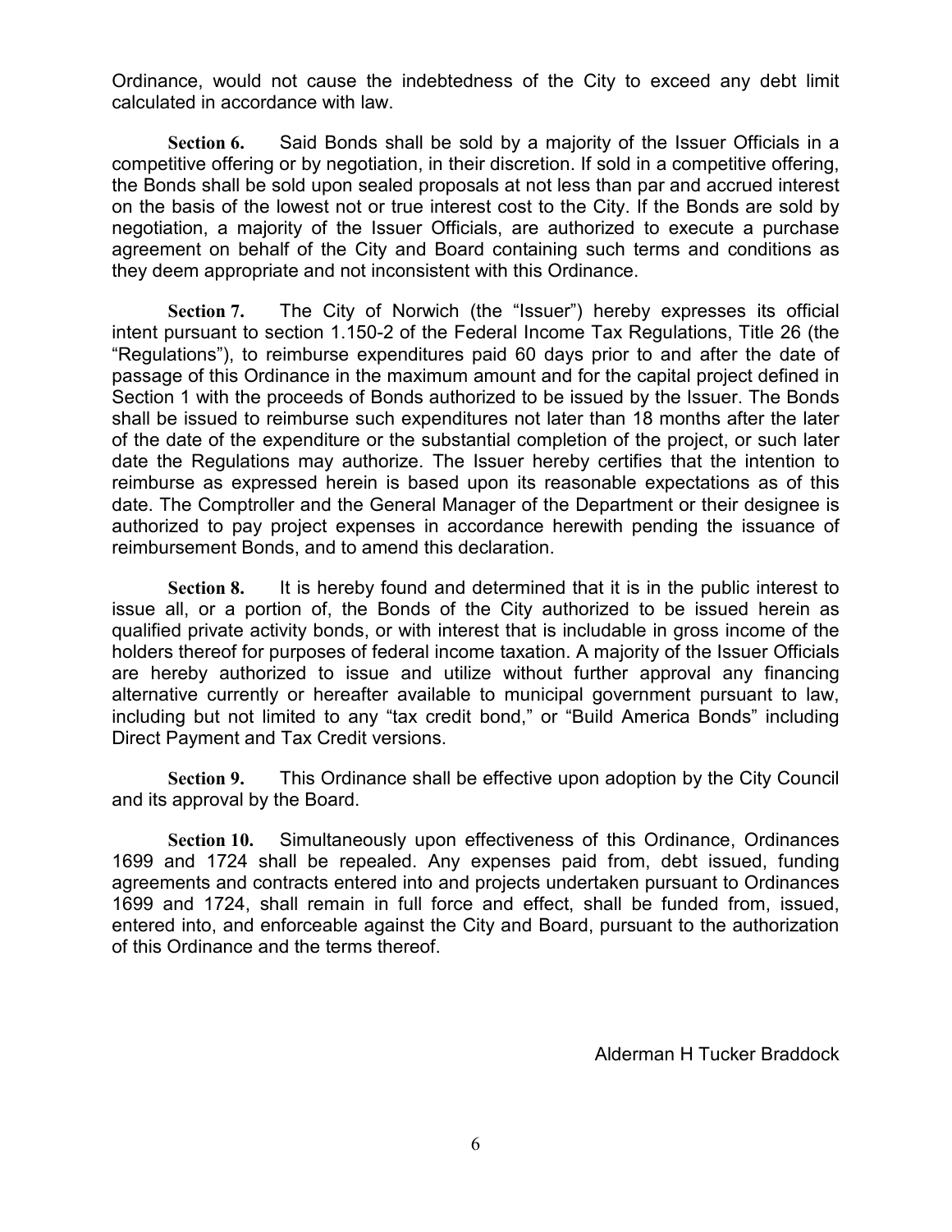Ordinance, would not cause the indebtedness of the City to exceed any debt limit calculated in accordance with law.

**Section 6.** Said Bonds shall be sold by a majority of the Issuer Officials in a competitive offering or by negotiation, in their discretion. If sold in a competitive offering, the Bonds shall be sold upon sealed proposals at not less than par and accrued interest on the basis of the lowest not or true interest cost to the City. If the Bonds are sold by negotiation, a majority of the Issuer Officials, are authorized to execute a purchase agreement on behalf of the City and Board containing such terms and conditions as they deem appropriate and not inconsistent with this Ordinance.

**Section 7.** The City of Norwich (the "Issuer") hereby expresses its official intent pursuant to section 1.150-2 of the Federal Income Tax Regulations, Title 26 (the "Regulations"), to reimburse expenditures paid 60 days prior to and after the date of passage of this Ordinance in the maximum amount and for the capital project defined in Section 1 with the proceeds of Bonds authorized to be issued by the Issuer. The Bonds shall be issued to reimburse such expenditures not later than 18 months after the later of the date of the expenditure or the substantial completion of the project, or such later date the Regulations may authorize. The Issuer hereby certifies that the intention to reimburse as expressed herein is based upon its reasonable expectations as of this date. The Comptroller and the General Manager of the Department or their designee is authorized to pay project expenses in accordance herewith pending the issuance of reimbursement Bonds, and to amend this declaration.

**Section 8.** It is hereby found and determined that it is in the public interest to issue all, or a portion of, the Bonds of the City authorized to be issued herein as qualified private activity bonds, or with interest that is includable in gross income of the holders thereof for purposes of federal income taxation. A majority of the Issuer Officials are hereby authorized to issue and utilize without further approval any financing alternative currently or hereafter available to municipal government pursuant to law, including but not limited to any "tax credit bond," or "Build America Bonds" including Direct Payment and Tax Credit versions.

**Section 9.** This Ordinance shall be effective upon adoption by the City Council and its approval by the Board.

**Section 10.** Simultaneously upon effectiveness of this Ordinance, Ordinances 1699 and 1724 shall be repealed. Any expenses paid from, debt issued, funding agreements and contracts entered into and projects undertaken pursuant to Ordinances 1699 and 1724, shall remain in full force and effect, shall be funded from, issued, entered into, and enforceable against the City and Board, pursuant to the authorization of this Ordinance and the terms thereof.

Alderman H Tucker Braddock